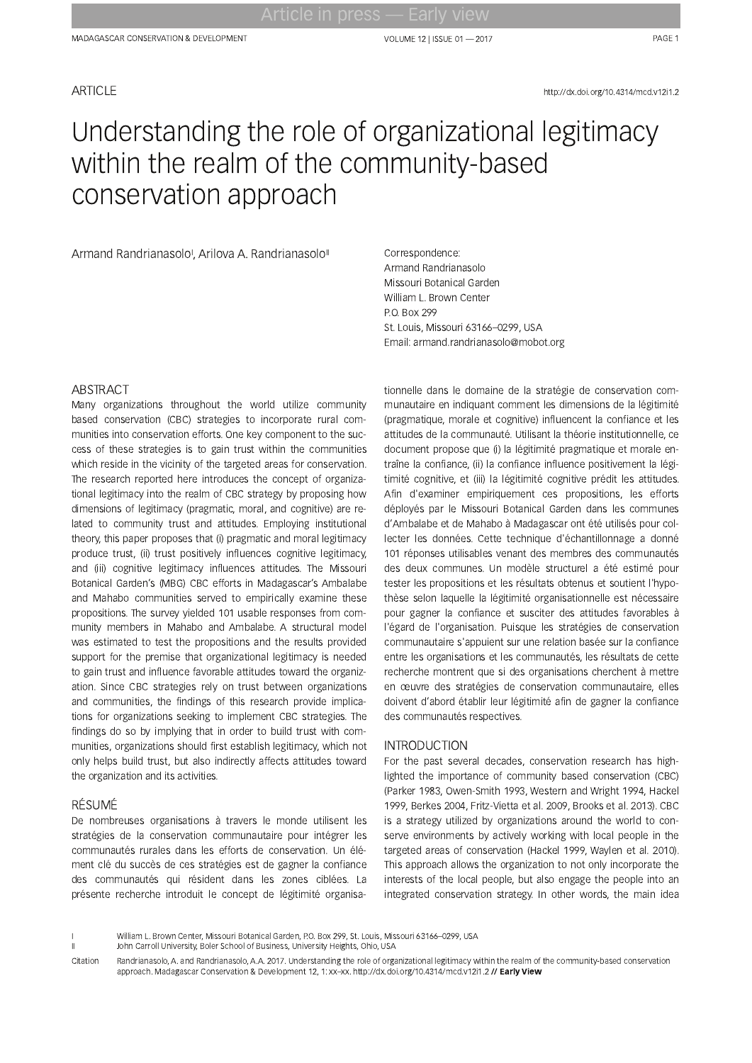ARTICLE

http://dx.doi.org/10.4314/mcd.v12i1.2

# Understanding the role of organizational legitimacy within the realm of the community-based conservation approach

Armand Randrianasolo[I], Arilova A. Randrianasolo[II]

Correspondence:
Armand Randrianasolo
Missouri Botanical Garden
William L. Brown Center
P.O. Box 299
St. Louis, Missouri 63166–0299, USA
Email: armand.randrianasolo@mobot.org

## ABSTRACT

Many organizations throughout the world utilize community based conservation (CBC) strategies to incorporate rural communities into conservation efforts. One key component to the success of these strategies is to gain trust within the communities which reside in the vicinity of the targeted areas for conservation. The research reported here introduces the concept of organizational legitimacy into the realm of CBC strategy by proposing how dimensions of legitimacy (pragmatic, moral, and cognitive) are related to community trust and attitudes. Employing institutional theory, this paper proposes that (i) pragmatic and moral legitimacy produce trust, (ii) trust positively influences cognitive legitimacy, and (iii) cognitive legitimacy influences attitudes. The Missouri Botanical Garden's (MBG) CBC efforts in Madagascar's Ambalabe and Mahabo communities served to empirically examine these propositions. The survey yielded 101 usable responses from community members in Mahabo and Ambalabe. A structural model was estimated to test the propositions and the results provided support for the premise that organizational legitimacy is needed to gain trust and influence favorable attitudes toward the organization. Since CBC strategies rely on trust between organizations and communities, the findings of this research provide implications for organizations seeking to implement CBC strategies. The findings do so by implying that in order to build trust with communities, organizations should first establish legitimacy, which not only helps build trust, but also indirectly affects attitudes toward the organization and its activities.

## RÉSUMÉ

De nombreuses organisations à travers le monde utilisent les stratégies de la conservation communautaire pour intégrer les communautés rurales dans les efforts de conservation. Un élément clé du succès de ces stratégies est de gagner la confiance des communautés qui résident dans les zones ciblées. La présente recherche introduit le concept de légitimité organisationnelle dans le domaine de la stratégie de conservation communautaire en indiquant comment les dimensions de la légitimité (pragmatique, morale et cognitive) influencent la confiance et les attitudes de la communauté. Utilisant la théorie institutionnelle, ce document propose que (i) la légitimité pragmatique et morale entraîne la confiance, (ii) la confiance influence positivement la légitimité cognitive, et (iii) la légitimité cognitive prédit les attitudes. Afin d'examiner empiriquement ces propositions, les efforts déployés par le Missouri Botanical Garden dans les communes d'Ambalabe et de Mahabo à Madagascar ont été utilisés pour collecter les données. Cette technique d'échantillonnage a donné 101 réponses utilisables venant des membres des communautés des deux communes. Un modèle structurel a été estimé pour tester les propositions et les résultats obtenus et soutient l'hypothèse selon laquelle la légitimité organisationnelle est nécessaire pour gagner la confiance et susciter des attitudes favorables à l'égard de l'organisation. Puisque les stratégies de conservation communautaire s'appuient sur une relation basée sur la confiance entre les organisations et les communautés, les résultats de cette recherche montrent que si des organisations cherchent à mettre en œuvre des stratégies de conservation communautaire, elles doivent d'abord établir leur légitimité afin de gagner la confiance des communautés respectives.

## INTRODUCTION

For the past several decades, conservation research has highlighted the importance of community based conservation (CBC) (Parker 1983, Owen-Smith 1993, Western and Wright 1994, Hackel 1999, Berkes 2004, Fritz-Vietta et al. 2009, Brooks et al. 2013). CBC is a strategy utilized by organizations around the world to conserve environments by actively working with local people in the targeted areas of conservation (Hackel 1999, Waylen et al. 2010). This approach allows the organization to not only incorporate the interests of the local people, but also engage the people into an integrated conservation strategy. In other words, the main idea

I William L. Brown Center, Missouri Botanical Garden, P.O. Box 299, St. Louis, Missouri 63166–0299, USA
II John Carroll University, Boler School of Business, University Heights, Ohio, USA

Citation Randrianasolo, A. and Randrianasolo, A.A. 2017. Understanding the role of organizational legitimacy within the realm of the community-based conservation approach. Madagascar Conservation & Development 12, 1: xx–xx. http://dx.doi.org/10.4314/mcd.v12i1.2 // **Early View**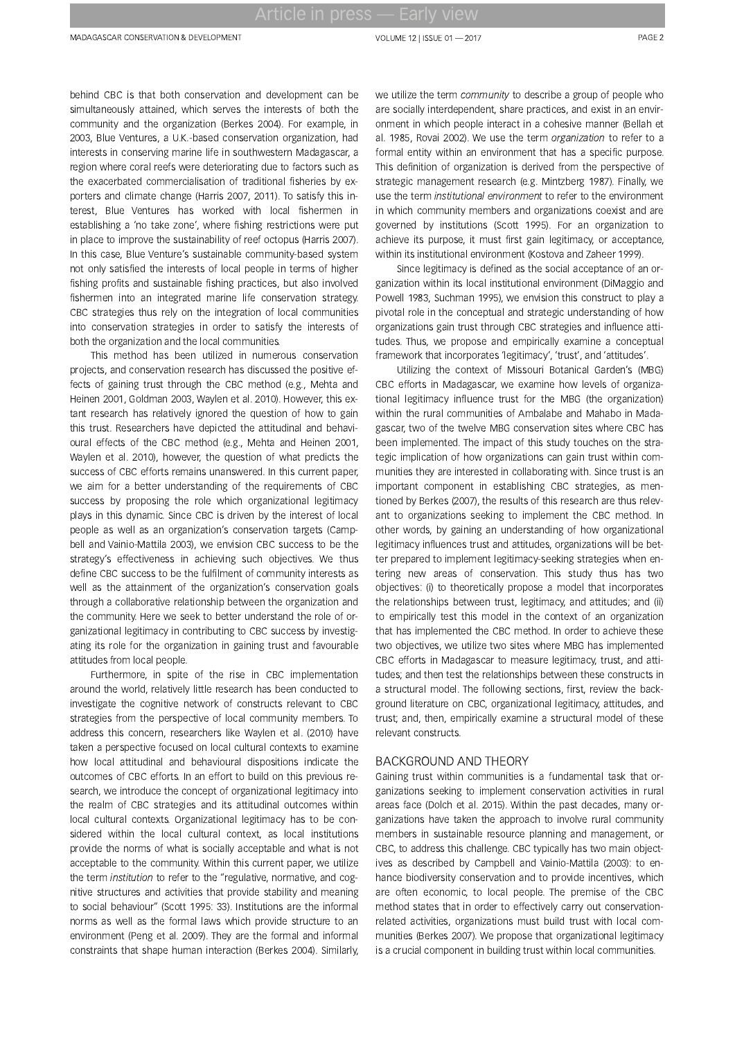behind CBC is that both conservation and development can be simultaneously attained, which serves the interests of both the community and the organization (Berkes 2004). For example, in 2003, Blue Ventures, a U.K.-based conservation organization, had interests in conserving marine life in southwestern Madagascar, a region where coral reefs were deteriorating due to factors such as the exacerbated commercialisation of traditional fisheries by exporters and climate change (Harris 2007, 2011). To satisfy this interest, Blue Ventures has worked with local fishermen in establishing a 'no take zone', where fishing restrictions were put in place to improve the sustainability of reef octopus (Harris 2007). In this case, Blue Venture's sustainable community-based system not only satisfied the interests of local people in terms of higher fishing profits and sustainable fishing practices, but also involved fishermen into an integrated marine life conservation strategy. CBC strategies thus rely on the integration of local communities into conservation strategies in order to satisfy the interests of both the organization and the local communities.

This method has been utilized in numerous conservation projects, and conservation research has discussed the positive effects of gaining trust through the CBC method (e.g., Mehta and Heinen 2001, Goldman 2003, Waylen et al. 2010). However, this extant research has relatively ignored the question of how to gain this trust. Researchers have depicted the attitudinal and behavioural effects of the CBC method (e.g., Mehta and Heinen 2001, Waylen et al. 2010), however, the question of what predicts the success of CBC efforts remains unanswered. In this current paper, we aim for a better understanding of the requirements of CBC success by proposing the role which organizational legitimacy plays in this dynamic. Since CBC is driven by the interest of local people as well as an organization's conservation targets (Campbell and Vainio-Mattila 2003), we envision CBC success to be the strategy's effectiveness in achieving such objectives. We thus define CBC success to be the fulfilment of community interests as well as the attainment of the organization's conservation goals through a collaborative relationship between the organization and the community. Here we seek to better understand the role of organizational legitimacy in contributing to CBC success by investigating its role for the organization in gaining trust and favourable attitudes from local people.

Furthermore, in spite of the rise in CBC implementation around the world, relatively little research has been conducted to investigate the cognitive network of constructs relevant to CBC strategies from the perspective of local community members. To address this concern, researchers like Waylen et al. (2010) have taken a perspective focused on local cultural contexts to examine how local attitudinal and behavioural dispositions indicate the outcomes of CBC efforts. In an effort to build on this previous research, we introduce the concept of organizational legitimacy into the realm of CBC strategies and its attitudinal outcomes within local cultural contexts. Organizational legitimacy has to be considered within the local cultural context, as local institutions provide the norms of what is socially acceptable and what is not acceptable to the community. Within this current paper, we utilize the term *institution* to refer to the "regulative, normative, and cognitive structures and activities that provide stability and meaning to social behaviour" (Scott 1995: 33). Institutions are the informal norms as well as the formal laws which provide structure to an environment (Peng et al. 2009). They are the formal and informal constraints that shape human interaction (Berkes 2004). Similarly, we utilize the term *community* to describe a group of people who are socially interdependent, share practices, and exist in an environment in which people interact in a cohesive manner (Bellah et al. 1985, Rovai 2002). We use the term *organization* to refer to a formal entity within an environment that has a specific purpose. This definition of organization is derived from the perspective of strategic management research (e.g. Mintzberg 1987). Finally, we use the term *institutional environment* to refer to the environment in which community members and organizations coexist and are governed by institutions (Scott 1995). For an organization to achieve its purpose, it must first gain legitimacy, or acceptance, within its institutional environment (Kostova and Zaheer 1999).

Since legitimacy is defined as the social acceptance of an organization within its local institutional environment (DiMaggio and Powell 1983, Suchman 1995), we envision this construct to play a pivotal role in the conceptual and strategic understanding of how organizations gain trust through CBC strategies and influence attitudes. Thus, we propose and empirically examine a conceptual framework that incorporates 'legitimacy', 'trust', and 'attitudes'.

Utilizing the context of Missouri Botanical Garden's (MBG) CBC efforts in Madagascar, we examine how levels of organizational legitimacy influence trust for the MBG (the organization) within the rural communities of Ambalabe and Mahabo in Madagascar, two of the twelve MBG conservation sites where CBC has been implemented. The impact of this study touches on the strategic implication of how organizations can gain trust within communities they are interested in collaborating with. Since trust is an important component in establishing CBC strategies, as mentioned by Berkes (2007), the results of this research are thus relevant to organizations seeking to implement the CBC method. In other words, by gaining an understanding of how organizational legitimacy influences trust and attitudes, organizations will be better prepared to implement legitimacy-seeking strategies when entering new areas of conservation. This study thus has two objectives: (i) to theoretically propose a model that incorporates the relationships between trust, legitimacy, and attitudes; and (ii) to empirically test this model in the context of an organization that has implemented the CBC method. In order to achieve these two objectives, we utilize two sites where MBG has implemented CBC efforts in Madagascar to measure legitimacy, trust, and attitudes; and then test the relationships between these constructs in a structural model. The following sections, first, review the background literature on CBC, organizational legitimacy, attitudes, and trust; and, then, empirically examine a structural model of these relevant constructs.

## BACKGROUND AND THEORY

Gaining trust within communities is a fundamental task that organizations seeking to implement conservation activities in rural areas face (Dolch et al. 2015). Within the past decades, many organizations have taken the approach to involve rural community members in sustainable resource planning and management, or CBC, to address this challenge. CBC typically has two main objectives as described by Campbell and Vainio-Mattila (2003): to enhance biodiversity conservation and to provide incentives, which are often economic, to local people. The premise of the CBC method states that in order to effectively carry out conservation-related activities, organizations must build trust with local communities (Berkes 2007). We propose that organizational legitimacy is a crucial component in building trust within local communities.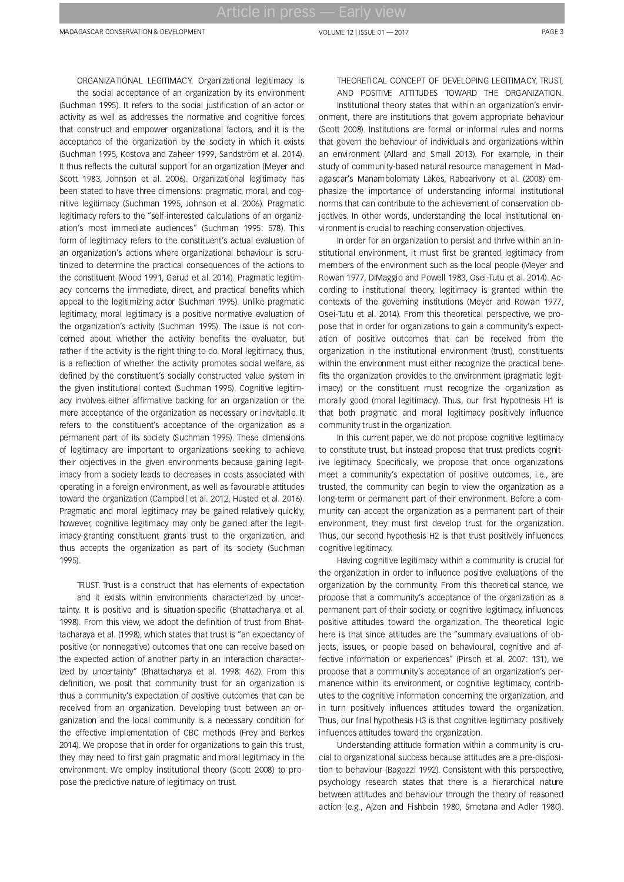ORGANIZATIONAL LEGITIMACY. Organizational legitimacy is the social acceptance of an organization by its environment (Suchman 1995). It refers to the social justification of an actor or activity as well as addresses the normative and cognitive forces that construct and empower organizational factors, and it is the acceptance of the organization by the society in which it exists (Suchman 1995, Kostova and Zaheer 1999, Sandström et al. 2014). It thus reflects the cultural support for an organization (Meyer and Scott 1983, Johnson et al. 2006). Organizational legitimacy has been stated to have three dimensions: pragmatic, moral, and cognitive legitimacy (Suchman 1995, Johnson et al. 2006). Pragmatic legitimacy refers to the "self-interested calculations of an organization's most immediate audiences" (Suchman 1995: 578). This form of legitimacy refers to the constituent's actual evaluation of an organization's actions where organizational behaviour is scrutinized to determine the practical consequences of the actions to the constituent (Wood 1991, Garud et al. 2014). Pragmatic legitimacy concerns the immediate, direct, and practical benefits which appeal to the legitimizing actor (Suchman 1995). Unlike pragmatic legitimacy, moral legitimacy is a positive normative evaluation of the organization's activity (Suchman 1995). The issue is not concerned about whether the activity benefits the evaluator, but rather if the activity is the right thing to do. Moral legitimacy, thus, is a reflection of whether the activity promotes social welfare, as defined by the constituent's socially constructed value system in the given institutional context (Suchman 1995). Cognitive legitimacy involves either affirmative backing for an organization or the mere acceptance of the organization as necessary or inevitable. It refers to the constituent's acceptance of the organization as a permanent part of its society (Suchman 1995). These dimensions of legitimacy are important to organizations seeking to achieve their objectives in the given environments because gaining legitimacy from a society leads to decreases in costs associated with operating in a foreign environment, as well as favourable attitudes toward the organization (Campbell et al. 2012, Husted et al. 2016). Pragmatic and moral legitimacy may be gained relatively quickly, however, cognitive legitimacy may only be gained after the legitimacy-granting constituent grants trust to the organization, and thus accepts the organization as part of its society (Suchman 1995).

TRUST. Trust is a construct that has elements of expectation and it exists within environments characterized by uncertainty. It is positive and situation-specific (Bhattacharya et al. 1998). From this view, we adopt the definition of trust from Bhattacharaya et al. (1998), which states that trust is "an expectancy of positive (or nonnegative) outcomes that one can receive based on the expected action of another party in an interaction characterized by uncertainty" (Bhattacharya et al. 1998: 462). From this definition, we posit that community trust for an organization is thus a community's expectation of positive outcomes that can be received from an organization. Developing trust between an organization and the local community is a necessary condition for the effective implementation of CBC methods (Frey and Berkes 2014). We propose that in order for organizations to gain this trust, they may need to first gain pragmatic and moral legitimacy in the environment. We employ institutional theory (Scott 2008) to propose the predictive nature of legitimacy on trust.

THEORETICAL CONCEPT OF DEVELOPING LEGITIMACY, TRUST, AND POSITIVE ATTITUDES TOWARD THE ORGANIZATION. Institutional theory states that within an organization's environment, there are institutions that govern appropriate behaviour (Scott 2008). Institutions are formal or informal rules and norms that govern the behaviour of individuals and organizations within an environment (Allard and Small 2013). For example, in their study of community-based natural resource management in Madagascar's Manambolomaty Lakes, Rabearivony et al. (2008) emphasize the importance of understanding informal institutional norms that can contribute to the achievement of conservation objectives. In other words, understanding the local institutional environment is crucial to reaching conservation objectives.

In order for an organization to persist and thrive within an institutional environment, it must first be granted legitimacy from members of the environment such as the local people (Meyer and Rowan 1977, DiMaggio and Powell 1983, Osei-Tutu et al. 2014). According to institutional theory, legitimacy is granted within the contexts of the governing institutions (Meyer and Rowan 1977, Osei-Tutu et al. 2014). From this theoretical perspective, we propose that in order for organizations to gain a community's expectation of positive outcomes that can be received from the organization in the institutional environment (trust), constituents within the environment must either recognize the practical benefits the organization provides to the environment (pragmatic legitimacy) or the constituent must recognize the organization as morally good (moral legitimacy). Thus, our first hypothesis H1 is that both pragmatic and moral legitimacy positively influence community trust in the organization.

In this current paper, we do not propose cognitive legitimacy to constitute trust, but instead propose that trust predicts cognitive legitimacy. Specifically, we propose that once organizations meet a community's expectation of positive outcomes, i.e., are trusted, the community can begin to view the organization as a long-term or permanent part of their environment. Before a community can accept the organization as a permanent part of their environment, they must first develop trust for the organization. Thus, our second hypothesis H2 is that trust positively influences cognitive legitimacy.

Having cognitive legitimacy within a community is crucial for the organization in order to influence positive evaluations of the organization by the community. From this theoretical stance, we propose that a community's acceptance of the organization as a permanent part of their society, or cognitive legitimacy, influences positive attitudes toward the organization. The theoretical logic here is that since attitudes are the "summary evaluations of objects, issues, or people based on behavioural, cognitive and affective information or experiences" (Pirsch et al. 2007: 131), we propose that a community's acceptance of an organization's permanence within its environment, or cognitive legitimacy, contributes to the cognitive information concerning the organization, and in turn positively influences attitudes toward the organization. Thus, our final hypothesis H3 is that cognitive legitimacy positively influences attitudes toward the organization.

Understanding attitude formation within a community is crucial to organizational success because attitudes are a pre-disposition to behaviour (Bagozzi 1992). Consistent with this perspective, psychology research states that there is a hierarchical nature between attitudes and behaviour through the theory of reasoned action (e.g., Ajzen and Fishbein 1980, Smetana and Adler 1980).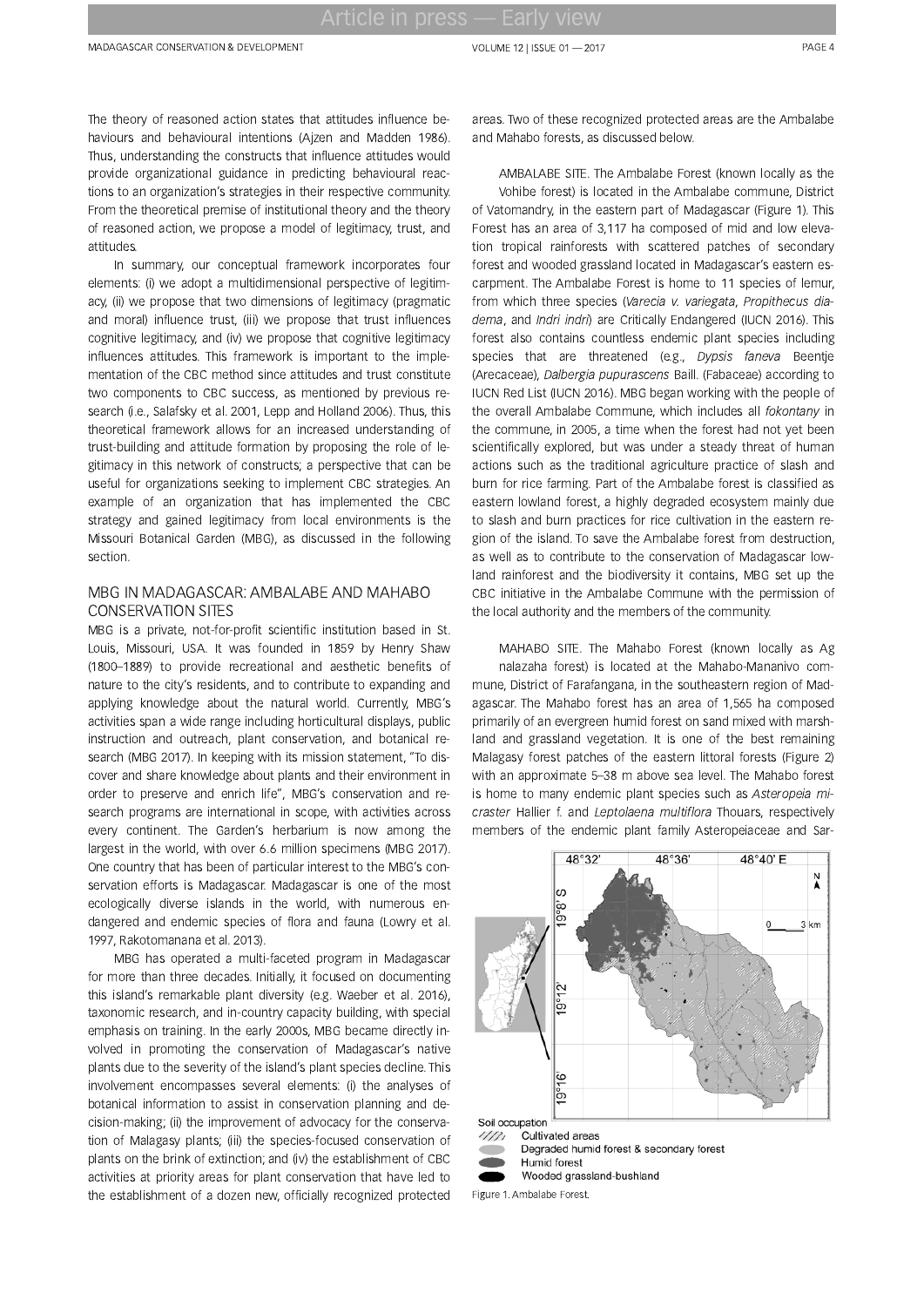The theory of reasoned action states that attitudes influence behaviours and behavioural intentions (Ajzen and Madden 1986). Thus, understanding the constructs that influence attitudes would provide organizational guidance in predicting behavioural reactions to an organization's strategies in their respective community. From the theoretical premise of institutional theory and the theory of reasoned action, we propose a model of legitimacy, trust, and attitudes.

In summary, our conceptual framework incorporates four elements: (i) we adopt a multidimensional perspective of legitimacy, (ii) we propose that two dimensions of legitimacy (pragmatic and moral) influence trust, (iii) we propose that trust influences cognitive legitimacy, and (iv) we propose that cognitive legitimacy influences attitudes. This framework is important to the implementation of the CBC method since attitudes and trust constitute two components to CBC success, as mentioned by previous research (i.e., Salafsky et al. 2001, Lepp and Holland 2006). Thus, this theoretical framework allows for an increased understanding of trust-building and attitude formation by proposing the role of legitimacy in this network of constructs; a perspective that can be useful for organizations seeking to implement CBC strategies. An example of an organization that has implemented the CBC strategy and gained legitimacy from local environments is the Missouri Botanical Garden (MBG), as discussed in the following section.

## MBG IN MADAGASCAR: AMBALABE AND MAHABO CONSERVATION SITES

MBG is a private, not-for-profit scientific institution based in St. Louis, Missouri, USA. It was founded in 1859 by Henry Shaw (1800–1889) to provide recreational and aesthetic benefits of nature to the city's residents, and to contribute to expanding and applying knowledge about the natural world. Currently, MBG's activities span a wide range including horticultural displays, public instruction and outreach, plant conservation, and botanical research (MBG 2017). In keeping with its mission statement, "To discover and share knowledge about plants and their environment in order to preserve and enrich life", MBG's conservation and research programs are international in scope, with activities across every continent. The Garden's herbarium is now among the largest in the world, with over 6.6 million specimens (MBG 2017). One country that has been of particular interest to the MBG's conservation efforts is Madagascar. Madagascar is one of the most ecologically diverse islands in the world, with numerous endangered and endemic species of flora and fauna (Lowry et al. 1997, Rakotomanana et al. 2013).

MBG has operated a multi-faceted program in Madagascar for more than three decades. Initially, it focused on documenting this island's remarkable plant diversity (e.g. Waeber et al. 2016), taxonomic research, and in-country capacity building, with special emphasis on training. In the early 2000s, MBG became directly involved in promoting the conservation of Madagascar's native plants due to the severity of the island's plant species decline. This involvement encompasses several elements: (i) the analyses of botanical information to assist in conservation planning and decision-making; (ii) the improvement of advocacy for the conservation of Malagasy plants; (iii) the species-focused conservation of plants on the brink of extinction; and (iv) the establishment of CBC activities at priority areas for plant conservation that have led to the establishment of a dozen new, officially recognized protected areas. Two of these recognized protected areas are the Ambalabe and Mahabo forests, as discussed below.

AMBALABE SITE. The Ambalabe Forest (known locally as the Vohibe forest) is located in the Ambalabe commune, District of Vatomandry, in the eastern part of Madagascar (Figure 1). This Forest has an area of 3,117 ha composed of mid and low elevation tropical rainforests with scattered patches of secondary forest and wooded grassland located in Madagascar's eastern escarpment. The Ambalabe Forest is home to 11 species of lemur, from which three species (*Varecia v. variegata*, *Propithecus diadema*, and *Indri indri*) are Critically Endangered (IUCN 2016). This forest also contains countless endemic plant species including species that are threatened (e.g., *Dypsis faneva* Beentje (Arecaceae), *Dalbergia pupurascens* Baill. (Fabaceae) according to IUCN Red List (IUCN 2016). MBG began working with the people of the overall Ambalabe Commune, which includes all *fokontany* in the commune, in 2005, a time when the forest had not yet been scientifically explored, but was under a steady threat of human actions such as the traditional agriculture practice of slash and burn for rice farming. Part of the Ambalabe forest is classified as eastern lowland forest, a highly degraded ecosystem mainly due to slash and burn practices for rice cultivation in the eastern region of the island. To save the Ambalabe forest from destruction, as well as to contribute to the conservation of Madagascar lowland rainforest and the biodiversity it contains, MBG set up the CBC initiative in the Ambalabe Commune with the permission of the local authority and the members of the community.

MAHABO SITE. The Mahabo Forest (known locally as Agnalazaha forest) is located at the Mahabo-Mananivo commune, District of Farafangana, in the southeastern region of Madagascar. The Mahabo forest has an area of 1,565 ha composed primarily of an evergreen humid forest on sand mixed with marshland and grassland vegetation. It is one of the best remaining Malagasy forest patches of the eastern littoral forests (Figure 2) with an approximate 5–38 m above sea level. The Mahabo forest is home to many endemic plant species such as *Asteropeia micraster* Hallier f. and *Leptolaena multiflora* Thouars, respectively members of the endemic plant family Asteropeiaceae and Sar-

Soil occupation
- Cultivated areas
- Degraded humid forest & secondary forest
- Humid forest
- Wooded grassland-bushland

Figure 1. Ambalabe Forest.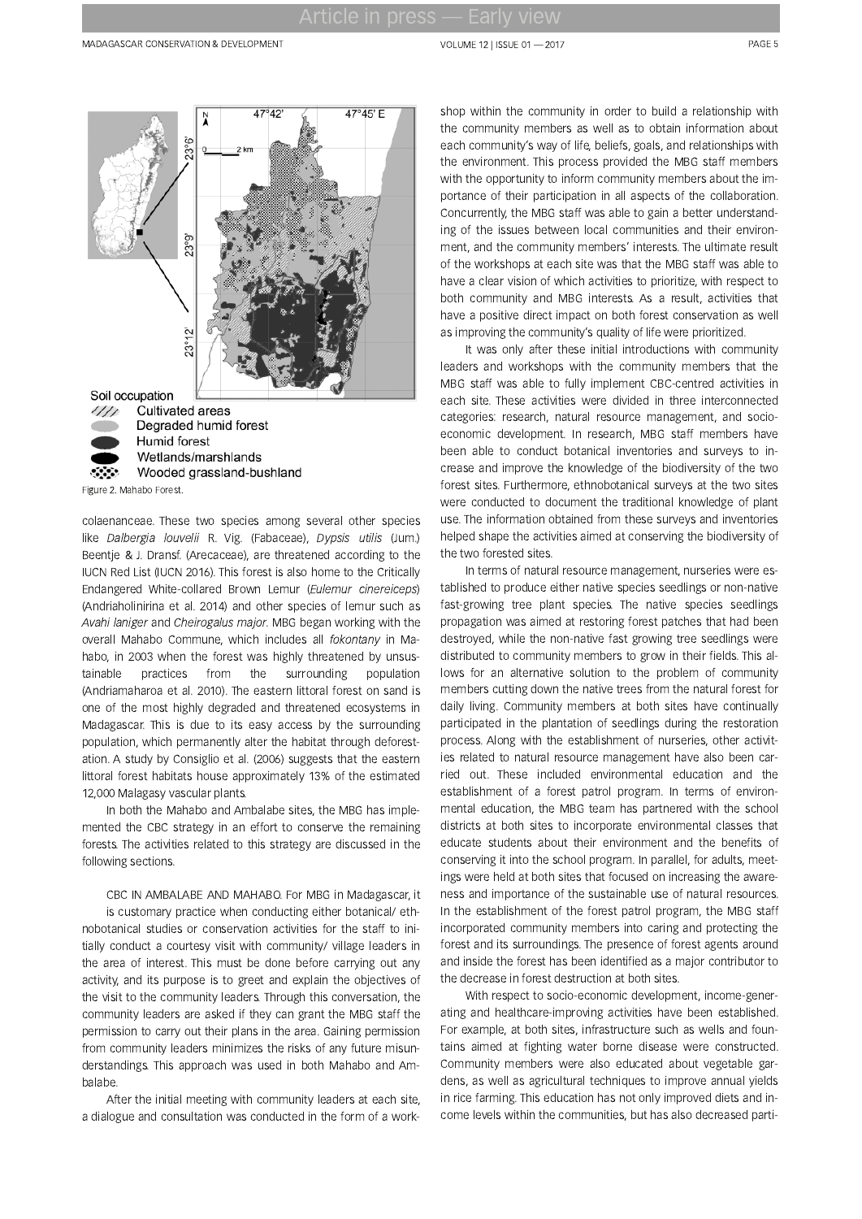Soil occupation

- Cultivated areas
- Degraded humid forest
- Humid forest
- Wetlands/marshlands
- Wooded grassland-bushland

Figure 2. Mahabo Forest.

colaenanceae. These two species among several other species like *Dalbergia louvelii* R. Vig. (Fabaceae), *Dypsis utilis* (Jum.) Beentje & J. Dransf. (Arecaceae), are threatened according to the IUCN Red List (IUCN 2016). This forest is also home to the Critically Endangered White-collared Brown Lemur (*Eulemur cinereiceps*) (Andriaholinirina et al. 2014) and other species of lemur such as *Avahi laniger* and *Cheirogalus major*. MBG began working with the overall Mahabo Commune, which includes all *fokontany* in Mahabo, in 2003 when the forest was highly threatened by unsustainable practices from the surrounding population (Andriamaharoa et al. 2010). The eastern littoral forest on sand is one of the most highly degraded and threatened ecosystems in Madagascar. This is due to its easy access by the surrounding population, which permanently alter the habitat through deforestation. A study by Consiglio et al. (2006) suggests that the eastern littoral forest habitats house approximately 13% of the estimated 12,000 Malagasy vascular plants.

In both the Mahabo and Ambalabe sites, the MBG has implemented the CBC strategy in an effort to conserve the remaining forests. The activities related to this strategy are discussed in the following sections.

CBC IN AMBALABE AND MAHABO. For MBG in Madagascar, it is customary practice when conducting either botanical/ ethnobotanical studies or conservation activities for the staff to initially conduct a courtesy visit with community/ village leaders in the area of interest. This must be done before carrying out any activity, and its purpose is to greet and explain the objectives of the visit to the community leaders. Through this conversation, the community leaders are asked if they can grant the MBG staff the permission to carry out their plans in the area. Gaining permission from community leaders minimizes the risks of any future misunderstandings. This approach was used in both Mahabo and Ambalabe.

After the initial meeting with community leaders at each site, a dialogue and consultation was conducted in the form of a workshop within the community in order to build a relationship with the community members as well as to obtain information about each community's way of life, beliefs, goals, and relationships with the environment. This process provided the MBG staff members with the opportunity to inform community members about the importance of their participation in all aspects of the collaboration. Concurrently, the MBG staff was able to gain a better understanding of the issues between local communities and their environment, and the community members' interests. The ultimate result of the workshops at each site was that the MBG staff was able to have a clear vision of which activities to prioritize, with respect to both community and MBG interests. As a result, activities that have a positive direct impact on both forest conservation as well as improving the community's quality of life were prioritized.

It was only after these initial introductions with community leaders and workshops with the community members that the MBG staff was able to fully implement CBC-centred activities in each site. These activities were divided in three interconnected categories: research, natural resource management, and socio-economic development. In research, MBG staff members have been able to conduct botanical inventories and surveys to increase and improve the knowledge of the biodiversity of the two forest sites. Furthermore, ethnobotanical surveys at the two sites were conducted to document the traditional knowledge of plant use. The information obtained from these surveys and inventories helped shape the activities aimed at conserving the biodiversity of the two forested sites.

In terms of natural resource management, nurseries were established to produce either native species seedlings or non-native fast-growing tree plant species. The native species seedlings propagation was aimed at restoring forest patches that had been destroyed, while the non-native fast growing tree seedlings were distributed to community members to grow in their fields. This allows for an alternative solution to the problem of community members cutting down the native trees from the natural forest for daily living. Community members at both sites have continually participated in the plantation of seedlings during the restoration process. Along with the establishment of nurseries, other activities related to natural resource management have also been carried out. These included environmental education and the establishment of a forest patrol program. In terms of environmental education, the MBG team has partnered with the school districts at both sites to incorporate environmental classes that educate students about their environment and the benefits of conserving it into the school program. In parallel, for adults, meetings were held at both sites that focused on increasing the awareness and importance of the sustainable use of natural resources. In the establishment of the forest patrol program, the MBG staff incorporated community members into caring and protecting the forest and its surroundings. The presence of forest agents around and inside the forest has been identified as a major contributor to the decrease in forest destruction at both sites.

With respect to socio-economic development, income-generating and healthcare-improving activities have been established. For example, at both sites, infrastructure such as wells and fountains aimed at fighting water borne disease were constructed. Community members were also educated about vegetable gardens, as well as agricultural techniques to improve annual yields in rice farming. This education has not only improved diets and income levels within the communities, but has also decreased parti-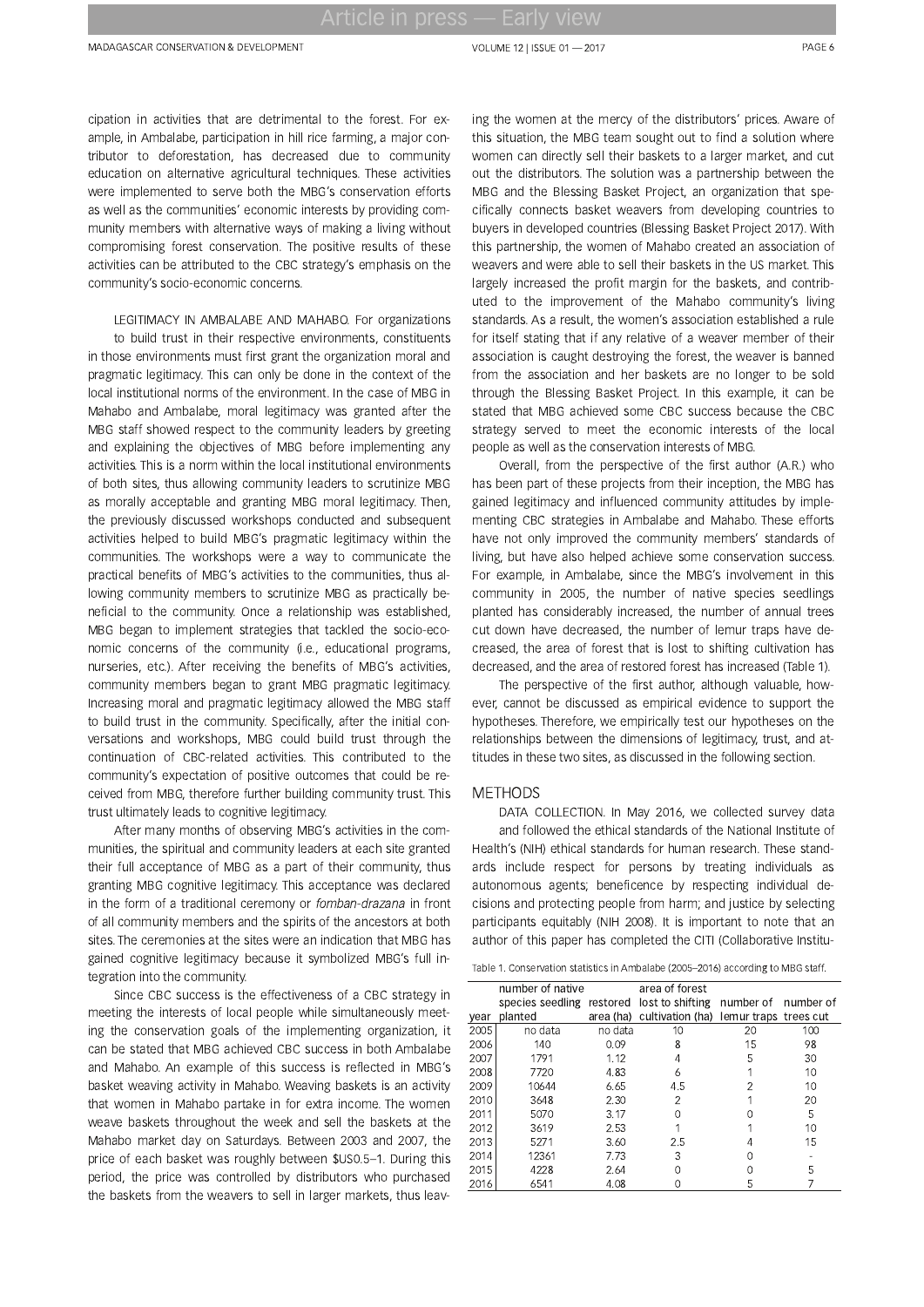cipation in activities that are detrimental to the forest. For example, in Ambalabe, participation in hill rice farming, a major contributor to deforestation, has decreased due to community education on alternative agricultural techniques. These activities were implemented to serve both the MBG's conservation efforts as well as the communities' economic interests by providing community members with alternative ways of making a living without compromising forest conservation. The positive results of these activities can be attributed to the CBC strategy's emphasis on the community's socio-economic concerns.

LEGITIMACY IN AMBALABE AND MAHABO. For organizations to build trust in their respective environments, constituents in those environments must first grant the organization moral and pragmatic legitimacy. This can only be done in the context of the local institutional norms of the environment. In the case of MBG in Mahabo and Ambalabe, moral legitimacy was granted after the MBG staff showed respect to the community leaders by greeting and explaining the objectives of MBG before implementing any activities. This is a norm within the local institutional environments of both sites, thus allowing community leaders to scrutinize MBG as morally acceptable and granting MBG moral legitimacy. Then, the previously discussed workshops conducted and subsequent activities helped to build MBG's pragmatic legitimacy within the communities. The workshops were a way to communicate the practical benefits of MBG's activities to the communities, thus allowing community members to scrutinize MBG as practically beneficial to the community. Once a relationship was established, MBG began to implement strategies that tackled the socio-economic concerns of the community (i.e., educational programs, nurseries, etc.). After receiving the benefits of MBG's activities, community members began to grant MBG pragmatic legitimacy. Increasing moral and pragmatic legitimacy allowed the MBG staff to build trust in the community. Specifically, after the initial conversations and workshops, MBG could build trust through the continuation of CBC-related activities. This contributed to the community's expectation of positive outcomes that could be received from MBG, therefore further building community trust. This trust ultimately leads to cognitive legitimacy.

After many months of observing MBG's activities in the communities, the spiritual and community leaders at each site granted their full acceptance of MBG as a part of their community, thus granting MBG cognitive legitimacy. This acceptance was declared in the form of a traditional ceremony or *fomban-drazana* in front of all community members and the spirits of the ancestors at both sites. The ceremonies at the sites were an indication that MBG has gained cognitive legitimacy because it symbolized MBG's full integration into the community.

Since CBC success is the effectiveness of a CBC strategy in meeting the interests of local people while simultaneously meeting the conservation goals of the implementing organization, it can be stated that MBG achieved CBC success in both Ambalabe and Mahabo. An example of this success is reflected in MBG's basket weaving activity in Mahabo. Weaving baskets is an activity that women in Mahabo partake in for extra income. The women weave baskets throughout the week and sell the baskets at the Mahabo market day on Saturdays. Between 2003 and 2007, the price of each basket was roughly between $US0.5–1. During this period, the price was controlled by distributors who purchased the baskets from the weavers to sell in larger markets, thus leaving the women at the mercy of the distributors' prices. Aware of this situation, the MBG team sought out to find a solution where women can directly sell their baskets to a larger market, and cut out the distributors. The solution was a partnership between the MBG and the Blessing Basket Project, an organization that specifically connects basket weavers from developing countries to buyers in developed countries (Blessing Basket Project 2017). With this partnership, the women of Mahabo created an association of weavers and were able to sell their baskets in the US market. This largely increased the profit margin for the baskets, and contributed to the improvement of the Mahabo community's living standards. As a result, the women's association established a rule for itself stating that if any relative of a weaver member of their association is caught destroying the forest, the weaver is banned from the association and her baskets are no longer to be sold through the Blessing Basket Project. In this example, it can be stated that MBG achieved some CBC success because the CBC strategy served to meet the economic interests of the local people as well as the conservation interests of MBG.

Overall, from the perspective of the first author (A.R.) who has been part of these projects from their inception, the MBG has gained legitimacy and influenced community attitudes by implementing CBC strategies in Ambalabe and Mahabo. These efforts have not only improved the community members' standards of living, but have also helped achieve some conservation success. For example, in Ambalabe, since the MBG's involvement in this community in 2005, the number of native species seedlings planted has considerably increased, the number of annual trees cut down have decreased, the number of lemur traps have decreased, the area of forest that is lost to shifting cultivation has decreased, and the area of restored forest has increased (Table 1).

The perspective of the first author, although valuable, however, cannot be discussed as empirical evidence to support the hypotheses. Therefore, we empirically test our hypotheses on the relationships between the dimensions of legitimacy, trust, and attitudes in these two sites, as discussed in the following section.

## METHODS

DATA COLLECTION. In May 2016, we collected survey data and followed the ethical standards of the National Institute of Health's (NIH) ethical standards for human research. These standards include respect for persons by treating individuals as autonomous agents; beneficence by respecting individual decisions and protecting people from harm; and justice by selecting participants equitably (NIH 2008). It is important to note that an author of this paper has completed the CITI (Collaborative Institu-

Table 1. Conservation statistics in Ambalabe (2005–2016) according to MBG staff.

| year | number of native species seedling planted | restored area (ha) | area of forest lost to shifting cultivation (ha) | number of lemur traps | number of trees cut |
|---|---|---|---|---|---|
| 2005 | no data | no data | 10 | 20 | 100 |
| 2006 | 140 | 0.09 | 8 | 15 | 98 |
| 2007 | 1791 | 1.12 | 4 | 5 | 30 |
| 2008 | 7720 | 4.83 | 6 | 1 | 10 |
| 2009 | 10644 | 6.65 | 4.5 | 2 | 10 |
| 2010 | 3648 | 2.30 | 2 | 1 | 20 |
| 2011 | 5070 | 3.17 | 0 | 0 | 5 |
| 2012 | 3619 | 2.53 | 1 | 1 | 10 |
| 2013 | 5271 | 3.60 | 2.5 | 4 | 15 |
| 2014 | 12361 | 7.73 | 3 | 0 | - |
| 2015 | 4228 | 2.64 | 0 | 0 | 5 |
| 2016 | 6541 | 4.08 | 0 | 5 | 7 |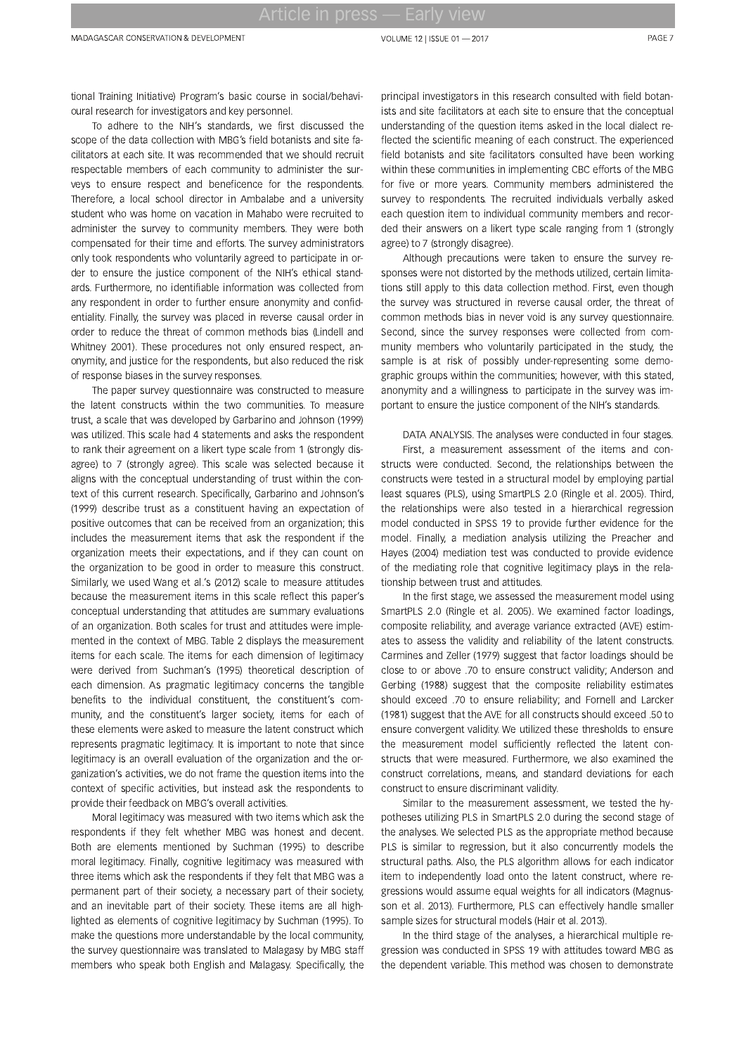tional Training Initiative) Program's basic course in social/behavioural research for investigators and key personnel.

To adhere to the NIH's standards, we first discussed the scope of the data collection with MBG's field botanists and site facilitators at each site. It was recommended that we should recruit respectable members of each community to administer the surveys to ensure respect and beneficence for the respondents. Therefore, a local school director in Ambalabe and a university student who was home on vacation in Mahabo were recruited to administer the survey to community members. They were both compensated for their time and efforts. The survey administrators only took respondents who voluntarily agreed to participate in order to ensure the justice component of the NIH's ethical standards. Furthermore, no identifiable information was collected from any respondent in order to further ensure anonymity and confidentiality. Finally, the survey was placed in reverse causal order in order to reduce the threat of common methods bias (Lindell and Whitney 2001). These procedures not only ensured respect, anonymity, and justice for the respondents, but also reduced the risk of response biases in the survey responses.

The paper survey questionnaire was constructed to measure the latent constructs within the two communities. To measure trust, a scale that was developed by Garbarino and Johnson (1999) was utilized. This scale had 4 statements and asks the respondent to rank their agreement on a likert type scale from 1 (strongly disagree) to 7 (strongly agree). This scale was selected because it aligns with the conceptual understanding of trust within the context of this current research. Specifically, Garbarino and Johnson's (1999) describe trust as a constituent having an expectation of positive outcomes that can be received from an organization; this includes the measurement items that ask the respondent if the organization meets their expectations, and if they can count on the organization to be good in order to measure this construct. Similarly, we used Wang et al.'s (2012) scale to measure attitudes because the measurement items in this scale reflect this paper's conceptual understanding that attitudes are summary evaluations of an organization. Both scales for trust and attitudes were implemented in the context of MBG. Table 2 displays the measurement items for each scale. The items for each dimension of legitimacy were derived from Suchman's (1995) theoretical description of each dimension. As pragmatic legitimacy concerns the tangible benefits to the individual constituent, the constituent's community, and the constituent's larger society, items for each of these elements were asked to measure the latent construct which represents pragmatic legitimacy. It is important to note that since legitimacy is an overall evaluation of the organization and the organization's activities, we do not frame the question items into the context of specific activities, but instead ask the respondents to provide their feedback on MBG's overall activities.

Moral legitimacy was measured with two items which ask the respondents if they felt whether MBG was honest and decent. Both are elements mentioned by Suchman (1995) to describe moral legitimacy. Finally, cognitive legitimacy was measured with three items which ask the respondents if they felt that MBG was a permanent part of their society, a necessary part of their society, and an inevitable part of their society. These items are all highlighted as elements of cognitive legitimacy by Suchman (1995). To make the questions more understandable by the local community, the survey questionnaire was translated to Malagasy by MBG staff members who speak both English and Malagasy. Specifically, the principal investigators in this research consulted with field botanists and site facilitators at each site to ensure that the conceptual understanding of the question items asked in the local dialect reflected the scientific meaning of each construct. The experienced field botanists and site facilitators consulted have been working within these communities in implementing CBC efforts of the MBG for five or more years. Community members administered the survey to respondents. The recruited individuals verbally asked each question item to individual community members and recorded their answers on a likert type scale ranging from 1 (strongly agree) to 7 (strongly disagree).

Although precautions were taken to ensure the survey responses were not distorted by the methods utilized, certain limitations still apply to this data collection method. First, even though the survey was structured in reverse causal order, the threat of common methods bias in never void is any survey questionnaire. Second, since the survey responses were collected from community members who voluntarily participated in the study, the sample is at risk of possibly under-representing some demographic groups within the communities; however, with this stated, anonymity and a willingness to participate in the survey was important to ensure the justice component of the NIH's standards.

DATA ANALYSIS. The analyses were conducted in four stages. First, a measurement assessment of the items and constructs were conducted. Second, the relationships between the constructs were tested in a structural model by employing partial least squares (PLS), using SmartPLS 2.0 (Ringle et al. 2005). Third, the relationships were also tested in a hierarchical regression model conducted in SPSS 19 to provide further evidence for the model. Finally, a mediation analysis utilizing the Preacher and Hayes (2004) mediation test was conducted to provide evidence of the mediating role that cognitive legitimacy plays in the relationship between trust and attitudes.

In the first stage, we assessed the measurement model using SmartPLS 2.0 (Ringle et al. 2005). We examined factor loadings, composite reliability, and average variance extracted (AVE) estimates to assess the validity and reliability of the latent constructs. Carmines and Zeller (1979) suggest that factor loadings should be close to or above .70 to ensure construct validity; Anderson and Gerbing (1988) suggest that the composite reliability estimates should exceed .70 to ensure reliability; and Fornell and Larcker (1981) suggest that the AVE for all constructs should exceed .50 to ensure convergent validity. We utilized these thresholds to ensure the measurement model sufficiently reflected the latent constructs that were measured. Furthermore, we also examined the construct correlations, means, and standard deviations for each construct to ensure discriminant validity.

Similar to the measurement assessment, we tested the hypotheses utilizing PLS in SmartPLS 2.0 during the second stage of the analyses. We selected PLS as the appropriate method because PLS is similar to regression, but it also concurrently models the structural paths. Also, the PLS algorithm allows for each indicator item to independently load onto the latent construct, where regressions would assume equal weights for all indicators (Magnusson et al. 2013). Furthermore, PLS can effectively handle smaller sample sizes for structural models (Hair et al. 2013).

In the third stage of the analyses, a hierarchical multiple regression was conducted in SPSS 19 with attitudes toward MBG as the dependent variable. This method was chosen to demonstrate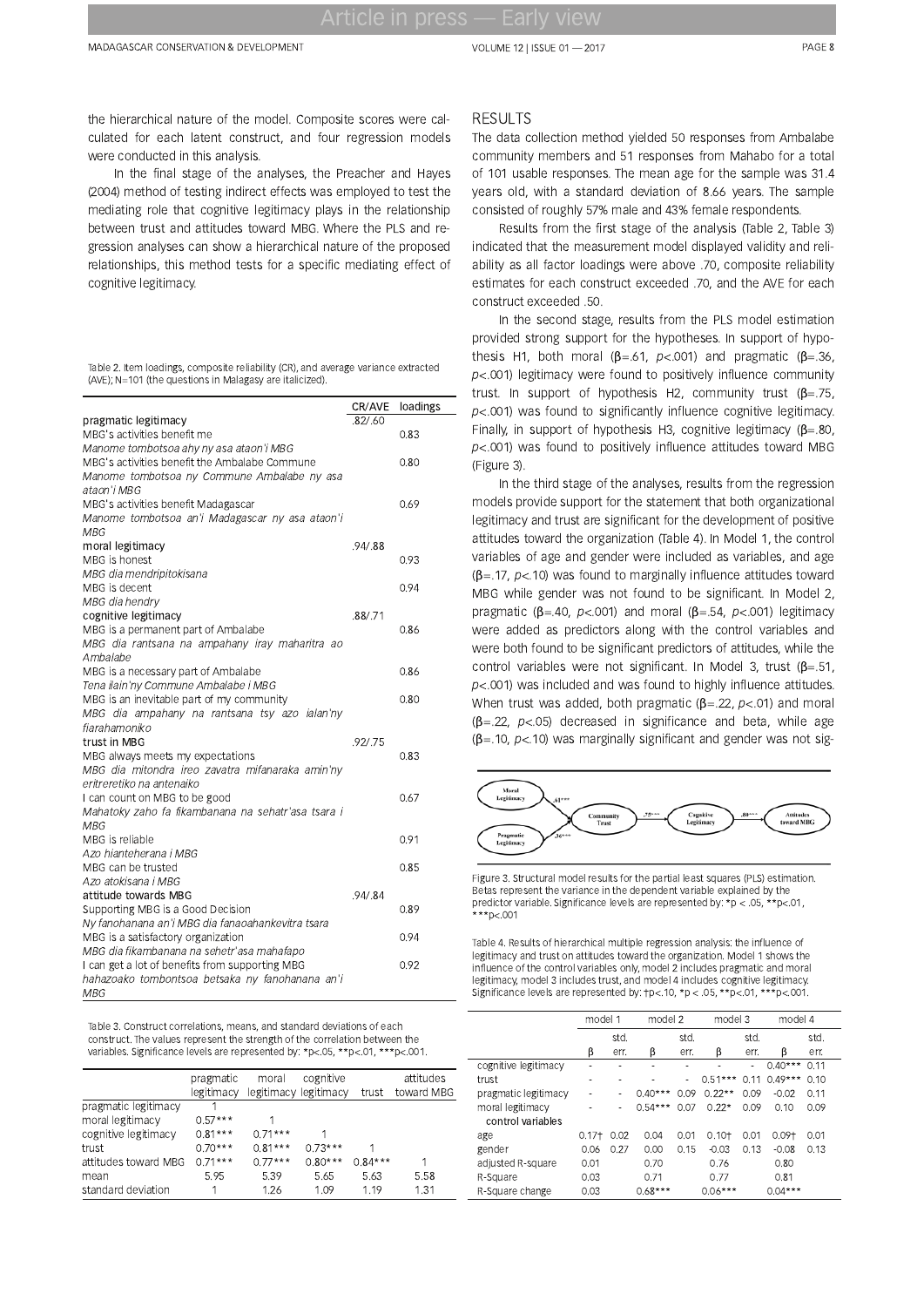the hierarchical nature of the model. Composite scores were calculated for each latent construct, and four regression models were conducted in this analysis.

In the final stage of the analyses, the Preacher and Hayes (2004) method of testing indirect effects was employed to test the mediating role that cognitive legitimacy plays in the relationship between trust and attitudes toward MBG. Where the PLS and regression analyses can show a hierarchical nature of the proposed relationships, this method tests for a specific mediating effect of cognitive legitimacy.

Table 2. Item loadings, composite reliability (CR), and average variance extracted (AVE); N=101 (the questions in Malagasy are italicized).

| | CR/AVE | loadings |
|---|---|---|
| pragmatic legitimacy | .82/.60 | |
| MBG's activities benefit me<br>*Manome tombotsoa ahy ny asa ataon'i MBG* | | 0.83 |
| MBG's activities benefit the Ambalabe Commune<br>*Manome tombotsoa ny Commune Ambalabe ny asa ataon'i MBG* | | 0.80 |
| MBG's activities benefit Madagascar<br>*Manome tombotsoa an'i Madagascar ny asa ataon'i MBG* | | 0.69 |
| moral legitimacy | .94/.88 | |
| MBG is honest<br>*MBG dia mendripitokisana* | | 0.93 |
| MBG is decent<br>*MBG dia hendry* | | 0.94 |
| cognitive legitimacy | .88/.71 | |
| MBG is a permanent part of Ambalabe<br>*MBG dia rantsana na ampahany iray maharitra ao Ambalabe* | | 0.86 |
| MBG is a necessary part of Ambalabe<br>*Tena ilain'ny Commune Ambalabe i MBG* | | 0.86 |
| MBG is an inevitable part of my community<br>*MBG dia ampahany na rantsana tsy azo ialan'ny fiarahamoniko* | | 0.80 |
| trust in MBG | .92/.75 | |
| MBG always meets my expectations<br>*MBG dia mitondra ireo zavatra mifanaraka amin'ny eritreretiko na antenaiko* | | 0.83 |
| I can count on MBG to be good<br>*Mahatoky zaho fa fikambanana na sehatr'asa tsara i MBG* | | 0.67 |
| MBG is reliable<br>*Azo hianteherana i MBG* | | 0.91 |
| MBG can be trusted<br>*Azo atokisana i MBG* | | 0.85 |
| attitude towards MBG | .94/.84 | |
| Supporting MBG is a Good Decision<br>*Ny fanohanana an'i MBG dia fanaoahankevitra tsara* | | 0.89 |
| MBG is a satisfactory organization<br>*MBG dia fikambanana na sehetr'asa mahafapo* | | 0.94 |
| I can get a lot of benefits from supporting MBG<br>*hahazoako tombontsoa betsaka ny fanohanana an'i MBG* | | 0.92 |

Table 3. Construct correlations, means, and standard deviations of each construct. The values represent the strength of the correlation between the variables. Significance levels are represented by: \*p<.05, \*\*p<.01, \*\*\*p<.001.

| | pragmatic legitimacy | moral legitimacy | cognitive legitimacy | trust | attitudes toward MBG |
|---|---|---|---|---|---|
| pragmatic legitimacy | 1 | | | | |
| moral legitimacy | 0.57*** | 1 | | | |
| cognitive legitimacy | 0.81*** | 0.71*** | 1 | | |
| trust | 0.70*** | 0.81*** | 0.73*** | 1 | |
| attitudes toward MBG | 0.71*** | 0.77*** | 0.80*** | 0.84*** | 1 |
| mean | 5.95 | 5.39 | 5.65 | 5.63 | 5.58 |
| standard deviation | 1 | 1.26 | 1.09 | 1.19 | 1.31 |

## RESULTS

The data collection method yielded 50 responses from Ambalabe community members and 51 responses from Mahabo for a total of 101 usable responses. The mean age for the sample was 31.4 years old, with a standard deviation of 8.66 years. The sample consisted of roughly 57% male and 43% female respondents.

Results from the first stage of the analysis (Table 2, Table 3) indicated that the measurement model displayed validity and reliability as all factor loadings were above .70, composite reliability estimates for each construct exceeded .70, and the AVE for each construct exceeded .50.

In the second stage, results from the PLS model estimation provided strong support for the hypotheses. In support of hypothesis H1, both moral ($\beta$=.61, $p$<.001) and pragmatic ($\beta$=.36, $p$<.001) legitimacy were found to positively influence community trust. In support of hypothesis H2, community trust ($\beta$=.75, $p$<.001) was found to significantly influence cognitive legitimacy. Finally, in support of hypothesis H3, cognitive legitimacy ($\beta$=.80, $p$<.001) was found to positively influence attitudes toward MBG (Figure 3).

In the third stage of the analyses, results from the regression models provide support for the statement that both organizational legitimacy and trust are significant for the development of positive attitudes toward the organization (Table 4). In Model 1, the control variables of age and gender were included as variables, and age ($\beta$=.17, $p$<.10) was found to marginally influence attitudes toward MBG while gender was not found to be significant. In Model 2, pragmatic ($\beta$=.40, $p$<.001) and moral ($\beta$=.54, $p$<.001) legitimacy were added as predictors along with the control variables and were both found to be significant predictors of attitudes, while the control variables were not significant. In Model 3, trust ($\beta$=.51, $p$<.001) was included and was found to highly influence attitudes. When trust was added, both pragmatic ($\beta$=.22, $p$<.01) and moral ($\beta$=.22, $p$<.05) decreased in significance and beta, while age ($\beta$=.10, $p$<.10) was marginally significant and gender was not sig-

Figure 3. Structural model results for the partial least squares (PLS) estimation. Betas represent the variance in the dependent variable explained by the predictor variable. Significance levels are represented by: \*p < .05, \*\*p<.01, \*\*\*p<.001

Table 4. Results of hierarchical multiple regression analysis: the influence of legitimacy and trust on attitudes toward the organization. Model 1 shows the influence of the control variables only, model 2 includes pragmatic and moral legitimacy, model 3 includes trust, and model 4 includes cognitive legitimacy. Significance levels are represented by: †p<.10, \*p < .05, \*\*p<.01, \*\*\*p<.001.

| | model 1 | | model 2 | | model 3 | | model 4 | |
|---|---|---|---|---|---|---|---|---|
| | β | std. err. | β | std. err. | β | std. err. | β | std. err. |
| cognitive legitimacy | - | - | - | - | - | - | 0.40*** | 0.11 |
| trust | - | - | - | - | 0.51*** | 0.11 | 0.49*** | 0.10 |
| pragmatic legitimacy | - | - | 0.40*** | 0.09 | 0.22** | 0.09 | -0.02 | 0.11 |
| moral legitimacy | - | - | 0.54*** | 0.07 | 0.22* | 0.09 | 0.10 | 0.09 |
| control variables | | | | | | | | |
| age | 0.17† | 0.02 | 0.04 | 0.01 | 0.10† | 0.01 | 0.09† | 0.01 |
| gender | 0.06 | 0.27 | 0.00 | 0.15 | -0.03 | 0.13 | -0.08 | 0.13 |
| adjusted R-square | 0.01 | | 0.70 | | 0.76 | | 0.80 | |
| R-Square | 0.03 | | 0.71 | | 0.77 | | 0.81 | |
| R-Square change | 0.03 | | 0.68*** | | 0.06*** | | 0.04*** | |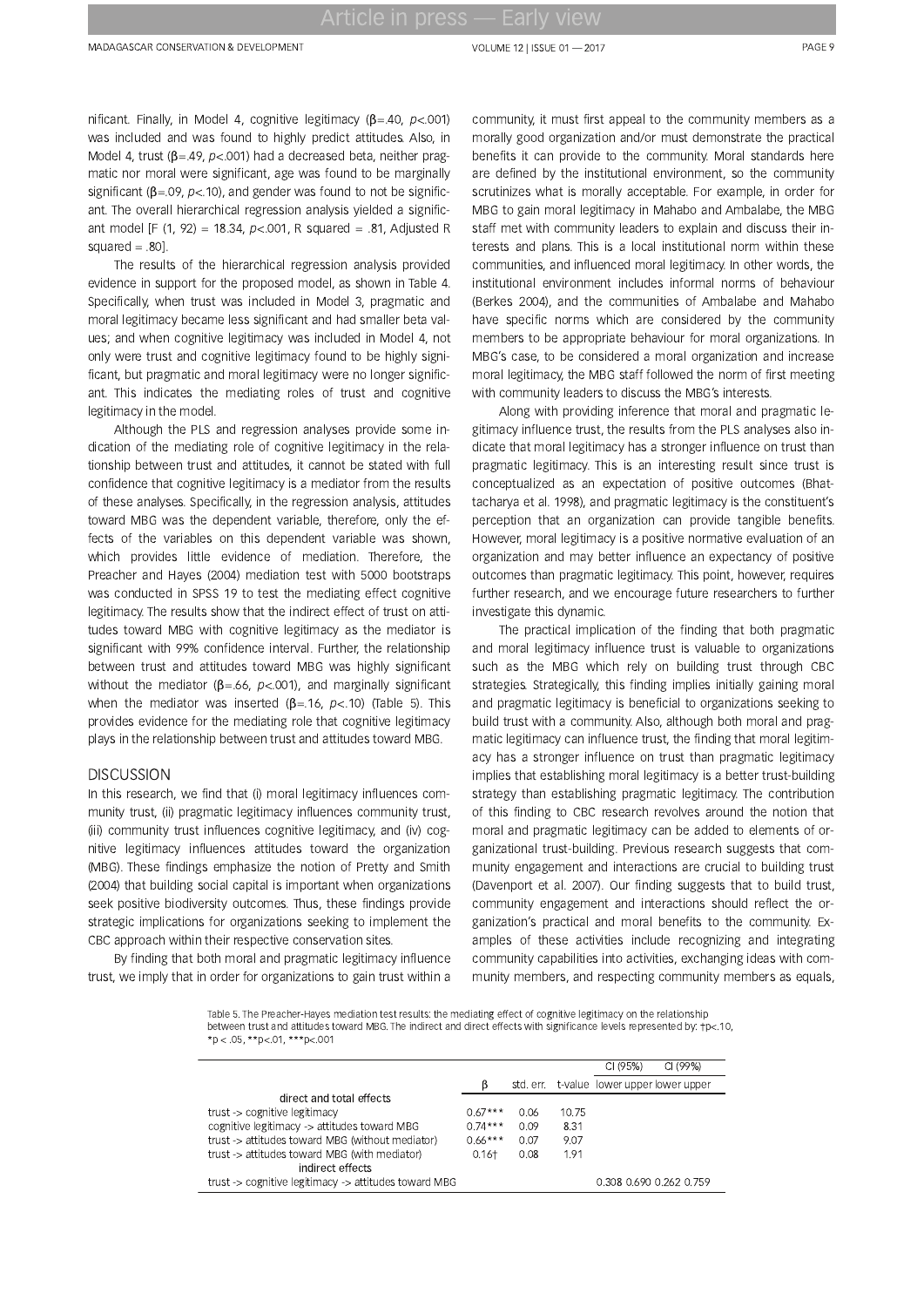nificant. Finally, in Model 4, cognitive legitimacy ($\beta$=.40, $p$<.001) was included and was found to highly predict attitudes. Also, in Model 4, trust ($\beta$=.49, $p$<.001) had a decreased beta, neither pragmatic nor moral were significant, age was found to be marginally significant ($\beta$=.09, $p$<.10), and gender was found to not be significant. The overall hierarchical regression analysis yielded a significant model [F (1, 92) = 18.34, $p$<.001, R squared = .81, Adjusted R squared = .80].

The results of the hierarchical regression analysis provided evidence in support for the proposed model, as shown in Table 4. Specifically, when trust was included in Model 3, pragmatic and moral legitimacy became less significant and had smaller beta values; and when cognitive legitimacy was included in Model 4, not only were trust and cognitive legitimacy found to be highly significant, but pragmatic and moral legitimacy were no longer significant. This indicates the mediating roles of trust and cognitive legitimacy in the model.

Although the PLS and regression analyses provide some indication of the mediating role of cognitive legitimacy in the relationship between trust and attitudes, it cannot be stated with full confidence that cognitive legitimacy is a mediator from the results of these analyses. Specifically, in the regression analysis, attitudes toward MBG was the dependent variable, therefore, only the effects of the variables on this dependent variable was shown, which provides little evidence of mediation. Therefore, the Preacher and Hayes (2004) mediation test with 5000 bootstraps was conducted in SPSS 19 to test the mediating effect cognitive legitimacy. The results show that the indirect effect of trust on attitudes toward MBG with cognitive legitimacy as the mediator is significant with 99% confidence interval. Further, the relationship between trust and attitudes toward MBG was highly significant without the mediator ($\beta$=.66, $p$<.001), and marginally significant when the mediator was inserted ($\beta$=.16, $p$<.10) (Table 5). This provides evidence for the mediating role that cognitive legitimacy plays in the relationship between trust and attitudes toward MBG.

## DISCUSSION

In this research, we find that (i) moral legitimacy influences community trust, (ii) pragmatic legitimacy influences community trust, (iii) community trust influences cognitive legitimacy, and (iv) cognitive legitimacy influences attitudes toward the organization (MBG). These findings emphasize the notion of Pretty and Smith (2004) that building social capital is important when organizations seek positive biodiversity outcomes. Thus, these findings provide strategic implications for organizations seeking to implement the CBC approach within their respective conservation sites.

By finding that both moral and pragmatic legitimacy influence trust, we imply that in order for organizations to gain trust within a community, it must first appeal to the community members as a morally good organization and/or must demonstrate the practical benefits it can provide to the community. Moral standards here are defined by the institutional environment, so the community scrutinizes what is morally acceptable. For example, in order for MBG to gain moral legitimacy in Mahabo and Ambalabe, the MBG staff met with community leaders to explain and discuss their interests and plans. This is a local institutional norm within these communities, and influenced moral legitimacy. In other words, the institutional environment includes informal norms of behaviour (Berkes 2004), and the communities of Ambalabe and Mahabo have specific norms which are considered by the community members to be appropriate behaviour for moral organizations. In MBG's case, to be considered a moral organization and increase moral legitimacy, the MBG staff followed the norm of first meeting with community leaders to discuss the MBG's interests.

Along with providing inference that moral and pragmatic legitimacy influence trust, the results from the PLS analyses also indicate that moral legitimacy has a stronger influence on trust than pragmatic legitimacy. This is an interesting result since trust is conceptualized as an expectation of positive outcomes (Bhattacharya et al. 1998), and pragmatic legitimacy is the constituent's perception that an organization can provide tangible benefits. However, moral legitimacy is a positive normative evaluation of an organization and may better influence an expectancy of positive outcomes than pragmatic legitimacy. This point, however, requires further research, and we encourage future researchers to further investigate this dynamic.

The practical implication of the finding that both pragmatic and moral legitimacy influence trust is valuable to organizations such as the MBG which rely on building trust through CBC strategies. Strategically, this finding implies initially gaining moral and pragmatic legitimacy is beneficial to organizations seeking to build trust with a community. Also, although both moral and pragmatic legitimacy can influence trust, the finding that moral legitimacy has a stronger influence on trust than pragmatic legitimacy implies that establishing moral legitimacy is a better trust-building strategy than establishing pragmatic legitimacy. The contribution of this finding to CBC research revolves around the notion that moral and pragmatic legitimacy can be added to elements of organizational trust-building. Previous research suggests that community engagement and interactions are crucial to building trust (Davenport et al. 2007). Our finding suggests that to build trust, community engagement and interactions should reflect the organization's practical and moral benefits to the community. Examples of these activities include recognizing and integrating community capabilities into activities, exchanging ideas with community members, and respecting community members as equals,

Table 5. The Preacher-Hayes mediation test results: the mediating effect of cognitive legitimacy on the relationship between trust and attitudes toward MBG. The indirect and direct effects with significance levels represented by: †p<.10, *p < .05, **p<.01, ***p<.001

| | β | std. err. | t-value | CI (95%) lower | CI (95%) upper | CI (99%) lower | CI (99%) upper |
|---|---|---|---|---|---|---|---|
| **direct and total effects** | | | | | | | |
| trust -> cognitive legitimacy | 0.67*** | 0.06 | 10.75 | | | | |
| cognitive legitimacy -> attitudes toward MBG | 0.74*** | 0.09 | 8.31 | | | | |
| trust -> attitudes toward MBG (without mediator) | 0.66*** | 0.07 | 9.07 | | | | |
| trust -> attitudes toward MBG (with mediator) | 0.16† | 0.08 | 1.91 | | | | |
| **indirect effects** | | | | | | | |
| trust -> cognitive legitimacy -> attitudes toward MBG | | | | 0.308 | 0.690 | 0.262 | 0.759 |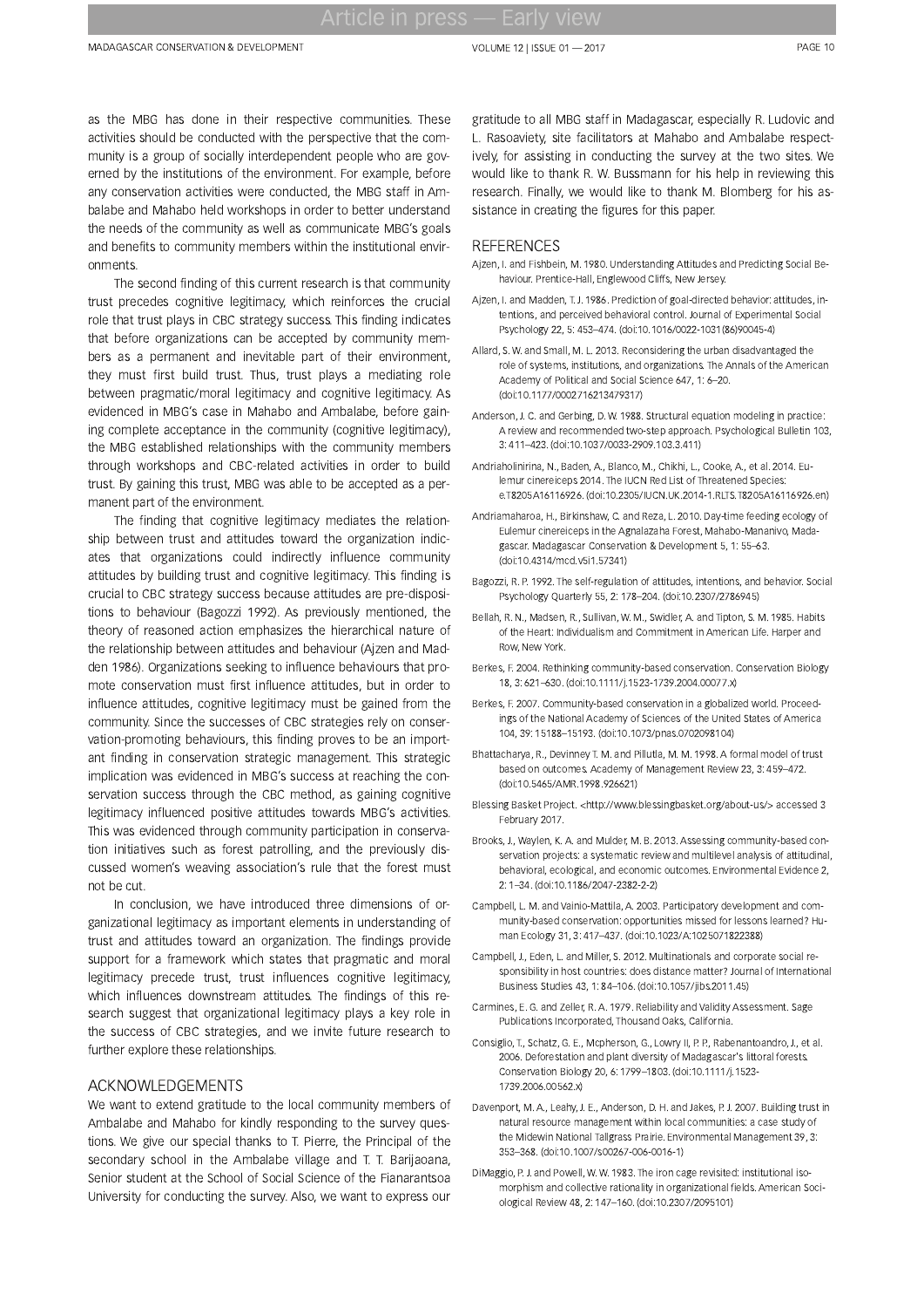as the MBG has done in their respective communities. These activities should be conducted with the perspective that the community is a group of socially interdependent people who are governed by the institutions of the environment. For example, before any conservation activities were conducted, the MBG staff in Ambalabe and Mahabo held workshops in order to better understand the needs of the community as well as communicate MBG's goals and benefits to community members within the institutional environments.

The second finding of this current research is that community trust precedes cognitive legitimacy, which reinforces the crucial role that trust plays in CBC strategy success. This finding indicates that before organizations can be accepted by community members as a permanent and inevitable part of their environment, they must first build trust. Thus, trust plays a mediating role between pragmatic/moral legitimacy and cognitive legitimacy. As evidenced in MBG's case in Mahabo and Ambalabe, before gaining complete acceptance in the community (cognitive legitimacy), the MBG established relationships with the community members through workshops and CBC-related activities in order to build trust. By gaining this trust, MBG was able to be accepted as a permanent part of the environment.

The finding that cognitive legitimacy mediates the relationship between trust and attitudes toward the organization indicates that organizations could indirectly influence community attitudes by building trust and cognitive legitimacy. This finding is crucial to CBC strategy success because attitudes are pre-dispositions to behaviour (Bagozzi 1992). As previously mentioned, the theory of reasoned action emphasizes the hierarchical nature of the relationship between attitudes and behaviour (Ajzen and Madden 1986). Organizations seeking to influence behaviours that promote conservation must first influence attitudes, but in order to influence attitudes, cognitive legitimacy must be gained from the community. Since the successes of CBC strategies rely on conservation-promoting behaviours, this finding proves to be an important finding in conservation strategic management. This strategic implication was evidenced in MBG's success at reaching the conservation success through the CBC method, as gaining cognitive legitimacy influenced positive attitudes towards MBG's activities. This was evidenced through community participation in conservation initiatives such as forest patrolling, and the previously discussed women's weaving association's rule that the forest must not be cut.

In conclusion, we have introduced three dimensions of organizational legitimacy as important elements in understanding of trust and attitudes toward an organization. The findings provide support for a framework which states that pragmatic and moral legitimacy precede trust, trust influences cognitive legitimacy, which influences downstream attitudes. The findings of this research suggest that organizational legitimacy plays a key role in the success of CBC strategies, and we invite future research to further explore these relationships.

## ACKNOWLEDGEMENTS

We want to extend gratitude to the local community members of Ambalabe and Mahabo for kindly responding to the survey questions. We give our special thanks to T. Pierre, the Principal of the secondary school in the Ambalabe village and T. T. Barijaoana, Senior student at the School of Social Science of the Fianarantsoa University for conducting the survey. Also, we want to express our gratitude to all MBG staff in Madagascar, especially R. Ludovic and L. Rasoaviety, site facilitators at Mahabo and Ambalabe respectively, for assisting in conducting the survey at the two sites. We would like to thank R. W. Bussmann for his help in reviewing this research. Finally, we would like to thank M. Blomberg for his assistance in creating the figures for this paper.

## REFERENCES

Ajzen, I. and Fishbein, M. 1980. Understanding Attitudes and Predicting Social Behaviour. Prentice-Hall, Englewood Cliffs, New Jersey.

Ajzen, I. and Madden, T. J. 1986. Prediction of goal-directed behavior: attitudes, intentions, and perceived behavioral control. Journal of Experimental Social Psychology 22, 5: 453–474. (doi:10.1016/0022-1031(86)90045-4)

Allard, S. W. and Small, M. L. 2013. Reconsidering the urban disadvantaged the role of systems, institutions, and organizations. The Annals of the American Academy of Political and Social Science 647, 1: 6–20. (doi:10.1177/0002716213479317)

Anderson, J. C. and Gerbing, D. W. 1988. Structural equation modeling in practice: A review and recommended two-step approach. Psychological Bulletin 103, 3: 411–423. (doi:10.1037/0033-2909.103.3.411)

Andriaholinirina, N., Baden, A., Blanco, M., Chikhi, L., Cooke, A., et al. 2014. Eulemur cinereiceps 2014. The IUCN Red List of Threatened Species: e.T8205A16116926. (doi:10.2305/IUCN.UK.2014-1.RLTS.T8205A16116926.en)

Andriamaharoa, H., Birkinshaw, C. and Reza, L. 2010. Day-time feeding ecology of Eulemur cinereiceps in the Agnalazaha Forest, Mahabo-Mananivo, Madagascar. Madagascar Conservation & Development 5, 1: 55–63. (doi:10.4314/mcd.v5i1.57341)

Bagozzi, R. P. 1992. The self-regulation of attitudes, intentions, and behavior. Social Psychology Quarterly 55, 2: 178–204. (doi:10.2307/2786945)

Bellah, R. N., Madsen, R., Sullivan, W. M., Swidler, A. and Tipton, S. M. 1985. Habits of the Heart: Individualism and Commitment in American Life. Harper and Row, New York.

Berkes, F. 2004. Rethinking community-based conservation. Conservation Biology 18, 3: 621–630. (doi:10.1111/j.1523-1739.2004.00077.x)

Berkes, F. 2007. Community-based conservation in a globalized world. Proceedings of the National Academy of Sciences of the United States of America 104, 39: 15188–15193. (doi:10.1073/pnas.0702098104)

Bhattacharya, R., Devinney T. M. and Pillutla, M. M. 1998. A formal model of trust based on outcomes. Academy of Management Review 23, 3: 459–472. (doi:10.5465/AMR.1998.926621)

Blessing Basket Project. <http://www.blessingbasket.org/about-us/> accessed 3 February 2017.

Brooks, J., Waylen, K. A. and Mulder, M. B. 2013. Assessing community-based conservation projects: a systematic review and multilevel analysis of attitudinal, behavioral, ecological, and economic outcomes. Environmental Evidence 2, 2: 1–34. (doi:10.1186/2047-2382-2-2)

Campbell, L. M. and Vainio-Mattila, A. 2003. Participatory development and community-based conservation: opportunities missed for lessons learned? Human Ecology 31, 3: 417–437. (doi:10.1023/A:1025071822388)

Campbell, J., Eden, L. and Miller, S. 2012. Multinationals and corporate social responsibility in host countries: does distance matter? Journal of International Business Studies 43, 1: 84–106. (doi:10.1057/jibs.2011.45)

Carmines, E. G. and Zeller, R. A. 1979. Reliability and Validity Assessment. Sage Publications Incorporated, Thousand Oaks, California.

Consiglio, T., Schatz, G. E., Mcpherson, G., Lowry II, P. P., Rabenantoandro, J., et al. 2006. Deforestation and plant diversity of Madagascar's littoral forests. Conservation Biology 20, 6: 1799–1803. (doi:10.1111/j.1523-1739.2006.00562.x)

Davenport, M. A., Leahy, J. E., Anderson, D. H. and Jakes, P. J. 2007. Building trust in natural resource management within local communities: a case study of the Midewin National Tallgrass Prairie. Environmental Management 39, 3: 353–368. (doi:10.1007/s00267-006-0016-1)

DiMaggio, P. J. and Powell, W. W. 1983. The iron cage revisited: institutional isomorphism and collective rationality in organizational fields. American Sociological Review 48, 2: 147–160. (doi:10.2307/2095101)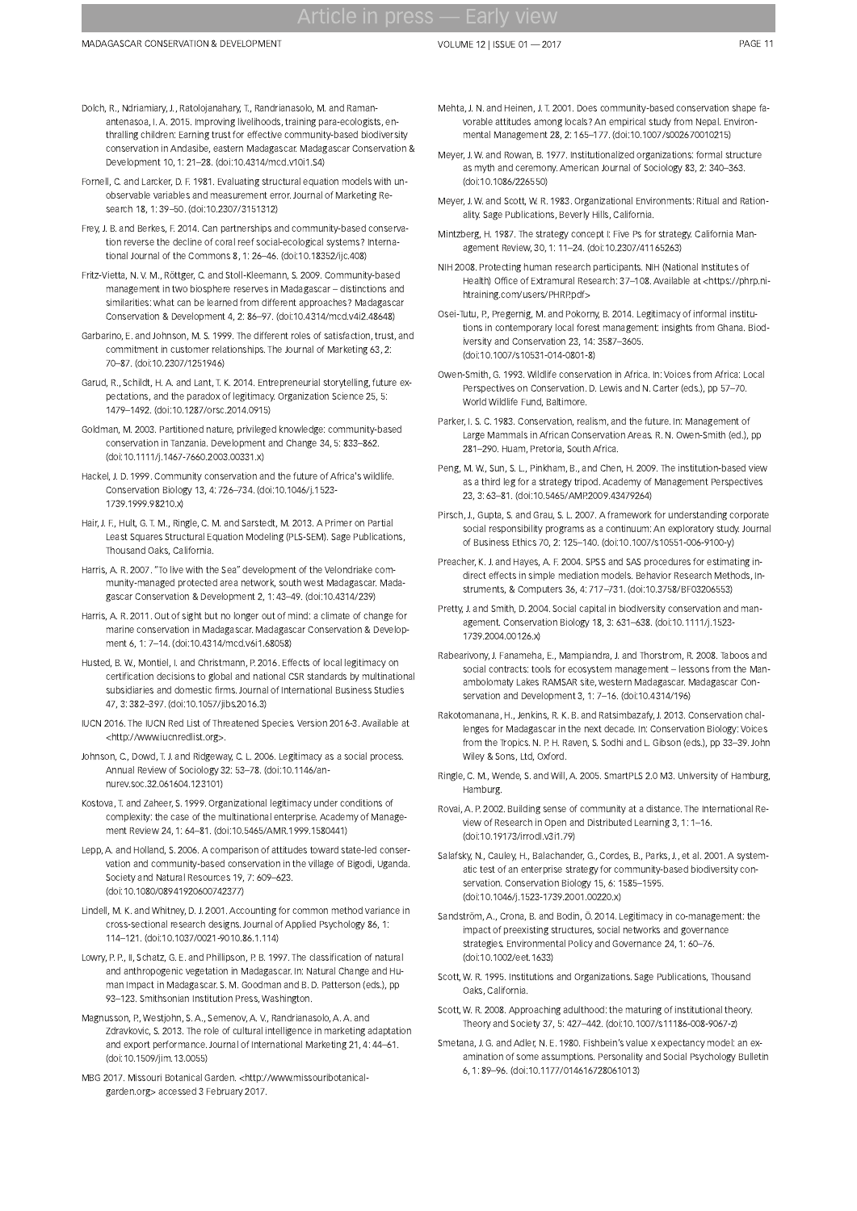Dolch, R., Ndriamiary, J., Ratolojanahary, T., Randrianasolo, M. and Ramanantenasoa, I. A. 2015. Improving livelihoods, training para-ecologists, enthralling children: Earning trust for effective community-based biodiversity conservation in Andasibe, eastern Madagascar. Madagascar Conservation & Development 10, 1: 21–28. (doi:10.4314/mcd.v10i1.S4)

Fornell, C. and Larcker, D. F. 1981. Evaluating structural equation models with unobservable variables and measurement error. Journal of Marketing Research 18, 1: 39–50. (doi:10.2307/3151312)

Frey, J. B. and Berkes, F. 2014. Can partnerships and community-based conservation reverse the decline of coral reef social-ecological systems? International Journal of the Commons 8, 1: 26–46. (doi:10.18352/ijc.408)

Fritz-Vietta, N. V. M., Röttger, C. and Stoll-Kleemann, S. 2009. Community-based management in two biosphere reserves in Madagascar – distinctions and similarities: what can be learned from different approaches? Madagascar Conservation & Development 4, 2: 86–97. (doi:10.4314/mcd.v4i2.48648)

Garbarino, E. and Johnson, M. S. 1999. The different roles of satisfaction, trust, and commitment in customer relationships. The Journal of Marketing 63, 2: 70–87. (doi:10.2307/1251946)

Garud, R., Schildt, H. A. and Lant, T. K. 2014. Entrepreneurial storytelling, future expectations, and the paradox of legitimacy. Organization Science 25, 5: 1479–1492. (doi:10.1287/orsc.2014.0915)

Goldman, M. 2003. Partitioned nature, privileged knowledge: community-based conservation in Tanzania. Development and Change 34, 5: 833–862. (doi:10.1111/j.1467-7660.2003.00331.x)

Hackel, J. D. 1999. Community conservation and the future of Africa's wildlife. Conservation Biology 13, 4: 726–734. (doi:10.1046/j.1523-1739.1999.98210.x)

Hair, J. F., Hult, G. T. M., Ringle, C. M. and Sarstedt, M. 2013. A Primer on Partial Least Squares Structural Equation Modeling (PLS-SEM). Sage Publications, Thousand Oaks, California.

Harris, A. R. 2007. "To live with the Sea" development of the Velondriake community-managed protected area network, south west Madagascar. Madagascar Conservation & Development 2, 1: 43–49. (doi:10.4314/239)

Harris, A. R. 2011. Out of sight but no longer out of mind: a climate of change for marine conservation in Madagascar. Madagascar Conservation & Development 6, 1: 7–14. (doi:10.4314/mcd.v6i1.68058)

Husted, B. W., Montiel, I. and Christmann, P. 2016. Effects of local legitimacy on certification decisions to global and national CSR standards by multinational subsidiaries and domestic firms. Journal of International Business Studies 47, 3: 382–397. (doi:10.1057/jibs.2016.3)

IUCN 2016. The IUCN Red List of Threatened Species. Version 2016-3. Available at <http://www.iucnredlist.org>.

Johnson, C., Dowd, T. J. and Ridgeway, C. L. 2006. Legitimacy as a social process. Annual Review of Sociology 32: 53–78. (doi:10.1146/annurev.soc.32.061604.123101)

Kostova, T. and Zaheer, S. 1999. Organizational legitimacy under conditions of complexity: the case of the multinational enterprise. Academy of Management Review 24, 1: 64–81. (doi:10.5465/AMR.1999.1580441)

Lepp, A. and Holland, S. 2006. A comparison of attitudes toward state-led conservation and community-based conservation in the village of Bigodi, Uganda. Society and Natural Resources 19, 7: 609–623. (doi:10.1080/08941920600742377)

Lindell, M. K. and Whitney, D. J. 2001. Accounting for common method variance in cross-sectional research designs. Journal of Applied Psychology 86, 1: 114–121. (doi:10.1037/0021-9010.86.1.114)

Lowry, P. P., II, Schatz, G. E. and Phillipson, P. B. 1997. The classification of natural and anthropogenic vegetation in Madagascar. In: Natural Change and Human Impact in Madagascar. S. M. Goodman and B. D. Patterson (eds.), pp 93–123. Smithsonian Institution Press, Washington.

Magnusson, P., Westjohn, S. A., Semenov, A. V., Randrianasolo, A. A. and Zdravkovic, S. 2013. The role of cultural intelligence in marketing adaptation and export performance. Journal of International Marketing 21, 4: 44–61. (doi:10.1509/jim.13.0055)

MBG 2017. Missouri Botanical Garden. <http://www.missouribotanicalgarden.org> accessed 3 February 2017.

Mehta, J. N. and Heinen, J. T. 2001. Does community-based conservation shape favorable attitudes among locals? An empirical study from Nepal. Environmental Management 28, 2: 165–177. (doi:10.1007/s002670010215)

Meyer, J. W. and Rowan, B. 1977. Institutionalized organizations: formal structure as myth and ceremony. American Journal of Sociology 83, 2: 340–363. (doi:10.1086/226550)

Meyer, J. W. and Scott, W. R. 1983. Organizational Environments: Ritual and Rationality. Sage Publications, Beverly Hills, California.

Mintzberg, H. 1987. The strategy concept I: Five Ps for strategy. California Management Review, 30, 1: 11–24. (doi:10.2307/41165263)

NIH 2008. Protecting human research participants. NIH (National Institutes of Health) Office of Extramural Research: 37–108. Available at <https://phrp.nihtraining.com/users/PHRP.pdf>

Osei-Tutu, P., Pregernig, M. and Pokorny, B. 2014. Legitimacy of informal institutions in contemporary local forest management: insights from Ghana. Biodiversity and Conservation 23, 14: 3587–3605. (doi:10.1007/s10531-014-0801-8)

Owen-Smith, G. 1993. Wildlife conservation in Africa. In: Voices from Africa: Local Perspectives on Conservation. D. Lewis and N. Carter (eds.), pp 57–70. World Wildlife Fund, Baltimore.

Parker, I. S. C. 1983. Conservation, realism, and the future. In: Management of Large Mammals in African Conservation Areas. R. N. Owen-Smith (ed.), pp 281–290. Huam, Pretoria, South Africa.

Peng, M. W., Sun, S. L., Pinkham, B., and Chen, H. 2009. The institution-based view as a third leg for a strategy tripod. Academy of Management Perspectives 23, 3: 63–81. (doi:10.5465/AMP.2009.43479264)

Pirsch, J., Gupta, S. and Grau, S. L. 2007. A framework for understanding corporate social responsibility programs as a continuum: An exploratory study. Journal of Business Ethics 70, 2: 125–140. (doi:10.1007/s10551-006-9100-y)

Preacher, K. J. and Hayes, A. F. 2004. SPSS and SAS procedures for estimating indirect effects in simple mediation models. Behavior Research Methods, Instruments, & Computers 36, 4: 717–731. (doi:10.3758/BF03206553)

Pretty, J. and Smith, D. 2004. Social capital in biodiversity conservation and management. Conservation Biology 18, 3: 631–638. (doi:10.1111/j.1523-1739.2004.00126.x)

Rabearivony, J. Fanameha, E., Mampiandra, J. and Thorstrom, R. 2008. Taboos and social contracts: tools for ecosystem management – lessons from the Manambolomaty Lakes RAMSAR site, western Madagascar. Madagascar Conservation and Development 3, 1: 7–16. (doi:10.4314/196)

Rakotomanana, H., Jenkins, R. K. B. and Ratsimbazafy, J. 2013. Conservation challenges for Madagascar in the next decade. In: Conservation Biology: Voices from the Tropics. N. P. H. Raven, S. Sodhi and L. Gibson (eds.), pp 33–39. John Wiley & Sons, Ltd, Oxford.

Ringle, C. M., Wende, S. and Will, A. 2005. SmartPLS 2.0 M3. University of Hamburg, Hamburg.

Rovai, A. P. 2002. Building sense of community at a distance. The International Review of Research in Open and Distributed Learning 3, 1: 1–16. (doi:10.19173/irrodl.v3i1.79)

Salafsky, N., Cauley, H., Balachander, G., Cordes, B., Parks, J., et al. 2001. A systematic test of an enterprise strategy for community-based biodiversity conservation. Conservation Biology 15, 6: 1585–1595. (doi:10.1046/j.1523-1739.2001.00220.x)

Sandström, A., Crona, B. and Bodin, Ö. 2014. Legitimacy in co-management: the impact of preexisting structures, social networks and governance strategies. Environmental Policy and Governance 24, 1: 60–76. (doi:10.1002/eet.1633)

Scott, W. R. 1995. Institutions and Organizations. Sage Publications, Thousand Oaks, California.

Scott, W. R. 2008. Approaching adulthood: the maturing of institutional theory. Theory and Society 37, 5: 427–442. (doi:10.1007/s11186-008-9067-z)

Smetana, J. G. and Adler, N. E. 1980. Fishbein's value x expectancy model: an examination of some assumptions. Personality and Social Psychology Bulletin 6, 1: 89–96. (doi:10.1177/014616728061013)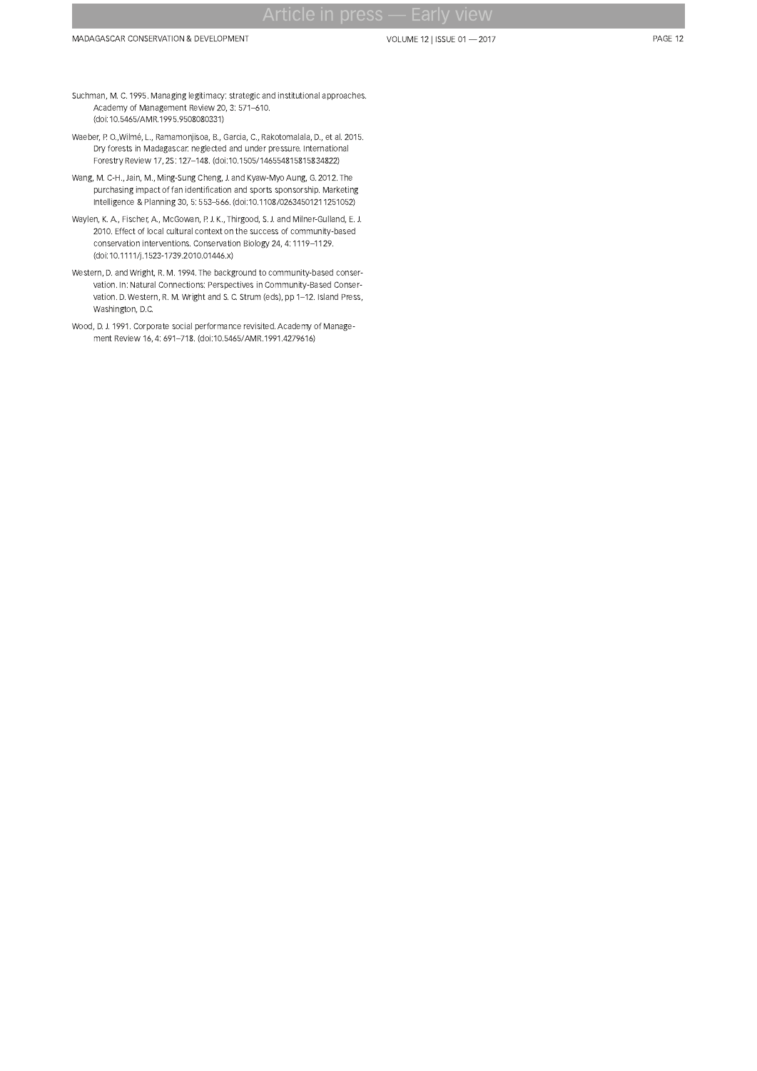Suchman, M. C. 1995. Managing legitimacy: strategic and institutional approaches. Academy of Management Review 20, 3: 571–610. (doi:10.5465/AMR.1995.9508080331)

Waeber, P. O.,Wilmé, L., Ramamonjisoa, B., Garcia, C., Rakotomalala, D., et al. 2015. Dry forests in Madagascar: neglected and under pressure. International Forestry Review 17, 2S: 127–148. (doi:10.1505/146554815815834822)

Wang, M. C-H., Jain, M., Ming-Sung Cheng, J. and Kyaw-Myo Aung, G. 2012. The purchasing impact of fan identification and sports sponsorship. Marketing Intelligence & Planning 30, 5: 553–566. (doi:10.1108/02634501211251052)

Waylen, K. A., Fischer, A., McGowan, P. J. K., Thirgood, S. J. and Milner-Gulland, E. J. 2010. Effect of local cultural context on the success of community-based conservation interventions. Conservation Biology 24, 4: 1119–1129. (doi:10.1111/j.1523-1739.2010.01446.x)

Western, D. and Wright, R. M. 1994. The background to community-based conservation. In: Natural Connections: Perspectives in Community-Based Conservation. D. Western, R. M. Wright and S. C. Strum (eds), pp 1–12. Island Press, Washington, D.C.

Wood, D. J. 1991. Corporate social performance revisited. Academy of Management Review 16, 4: 691–718. (doi:10.5465/AMR.1991.4279616)